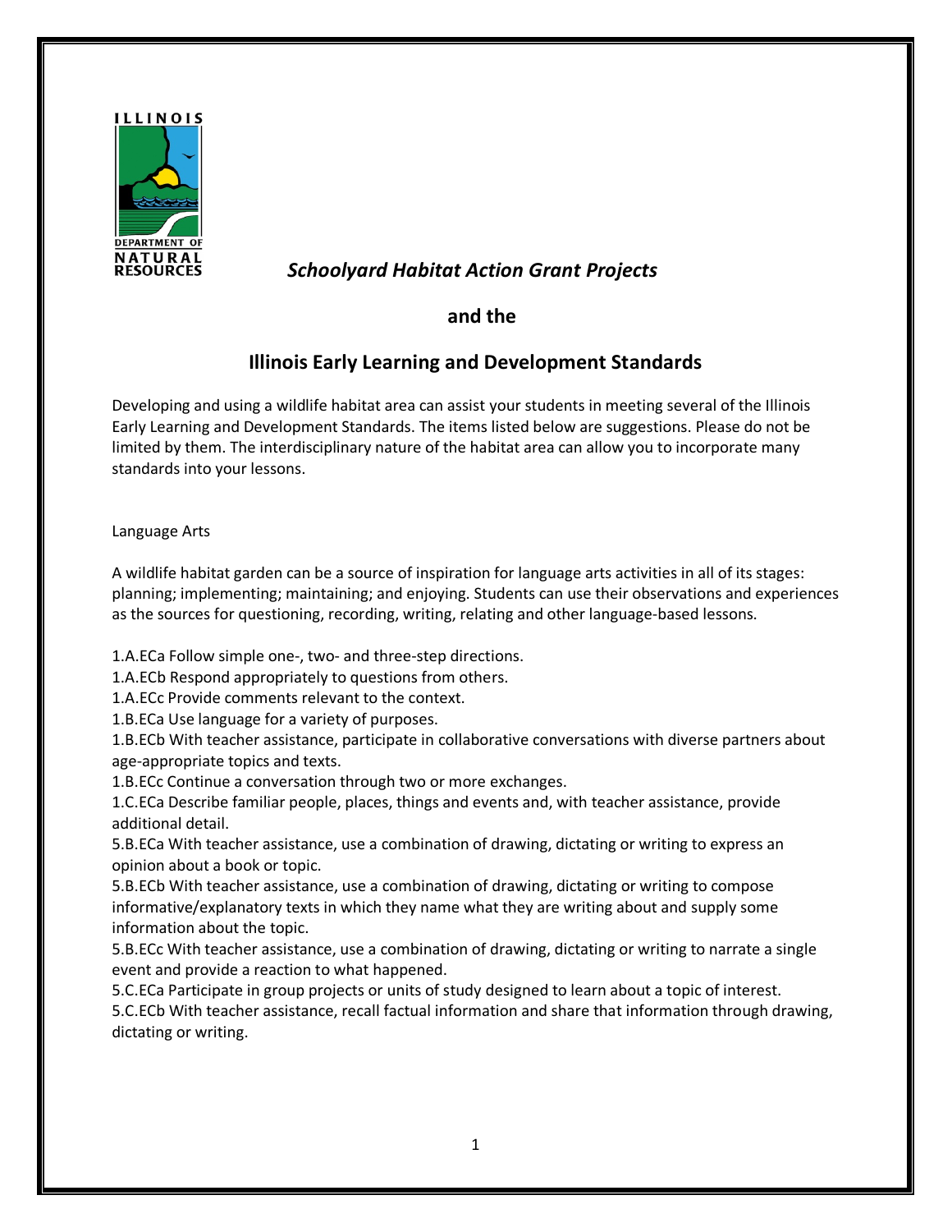ILLINOIS DEPARTMENT OF NATURAL RESOURCES

# *Schoolyard Habitat Action Grant Projects*

## and the

## Illinois Early Learning and Development Standards

Developing and using a wildlife habitat area can assist your students in meeting several of the Illinois Early Learning and Development Standards. The items listed below are suggestions. Please do not be limited by them. The interdisciplinary nature of the habitat area can allow you to incorporate many standards into your lessons.

### Language Arts

A wildlife habitat garden can be a source of inspiration for language arts activities in all of its stages: planning; implementing; maintaining; and enjoying. Students can use their observations and experiences as the sources for questioning, recording, writing, relating and other language-based lessons.

1.A.ECa Follow simple one-, two- and three-step directions.
1.A.ECb Respond appropriately to questions from others.
1.A.ECc Provide comments relevant to the context.
1.B.ECa Use language for a variety of purposes.
1.B.ECb With teacher assistance, participate in collaborative conversations with diverse partners about age-appropriate topics and texts.
1.B.ECc Continue a conversation through two or more exchanges.
1.C.ECa Describe familiar people, places, things and events and, with teacher assistance, provide additional detail.
5.B.ECa With teacher assistance, use a combination of drawing, dictating or writing to express an opinion about a book or topic.
5.B.ECb With teacher assistance, use a combination of drawing, dictating or writing to compose informative/explanatory texts in which they name what they are writing about and supply some information about the topic.
5.B.ECc With teacher assistance, use a combination of drawing, dictating or writing to narrate a single event and provide a reaction to what happened.
5.C.ECa Participate in group projects or units of study designed to learn about a topic of interest.
5.C.ECb With teacher assistance, recall factual information and share that information through drawing, dictating or writing.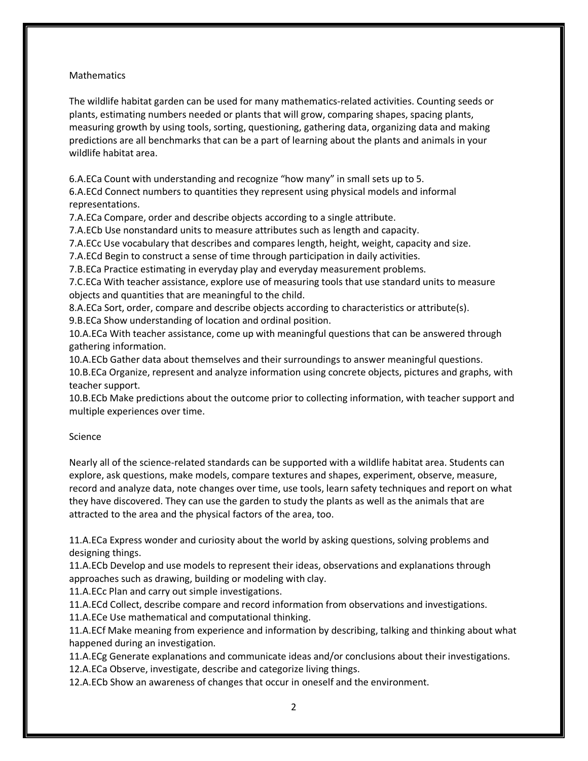## Mathematics

The wildlife habitat garden can be used for many mathematics-related activities. Counting seeds or plants, estimating numbers needed or plants that will grow, comparing shapes, spacing plants, measuring growth by using tools, sorting, questioning, gathering data, organizing data and making predictions are all benchmarks that can be a part of learning about the plants and animals in your wildlife habitat area.

6.A.ECa Count with understanding and recognize "how many" in small sets up to 5.
6.A.ECd Connect numbers to quantities they represent using physical models and informal representations.
7.A.ECa Compare, order and describe objects according to a single attribute.
7.A.ECb Use nonstandard units to measure attributes such as length and capacity.
7.A.ECc Use vocabulary that describes and compares length, height, weight, capacity and size.
7.A.ECd Begin to construct a sense of time through participation in daily activities.
7.B.ECa Practice estimating in everyday play and everyday measurement problems.
7.C.ECa With teacher assistance, explore use of measuring tools that use standard units to measure objects and quantities that are meaningful to the child.
8.A.ECa Sort, order, compare and describe objects according to characteristics or attribute(s).
9.B.ECa Show understanding of location and ordinal position.
10.A.ECa With teacher assistance, come up with meaningful questions that can be answered through gathering information.
10.A.ECb Gather data about themselves and their surroundings to answer meaningful questions.
10.B.ECa Organize, represent and analyze information using concrete objects, pictures and graphs, with teacher support.
10.B.ECb Make predictions about the outcome prior to collecting information, with teacher support and multiple experiences over time.

## Science

Nearly all of the science-related standards can be supported with a wildlife habitat area. Students can explore, ask questions, make models, compare textures and shapes, experiment, observe, measure, record and analyze data, note changes over time, use tools, learn safety techniques and report on what they have discovered. They can use the garden to study the plants as well as the animals that are attracted to the area and the physical factors of the area, too.

11.A.ECa Express wonder and curiosity about the world by asking questions, solving problems and designing things.
11.A.ECb Develop and use models to represent their ideas, observations and explanations through approaches such as drawing, building or modeling with clay.
11.A.ECc Plan and carry out simple investigations.
11.A.ECd Collect, describe compare and record information from observations and investigations.
11.A.ECe Use mathematical and computational thinking.
11.A.ECf Make meaning from experience and information by describing, talking and thinking about what happened during an investigation.
11.A.ECg Generate explanations and communicate ideas and/or conclusions about their investigations.
12.A.ECa Observe, investigate, describe and categorize living things.
12.A.ECb Show an awareness of changes that occur in oneself and the environment.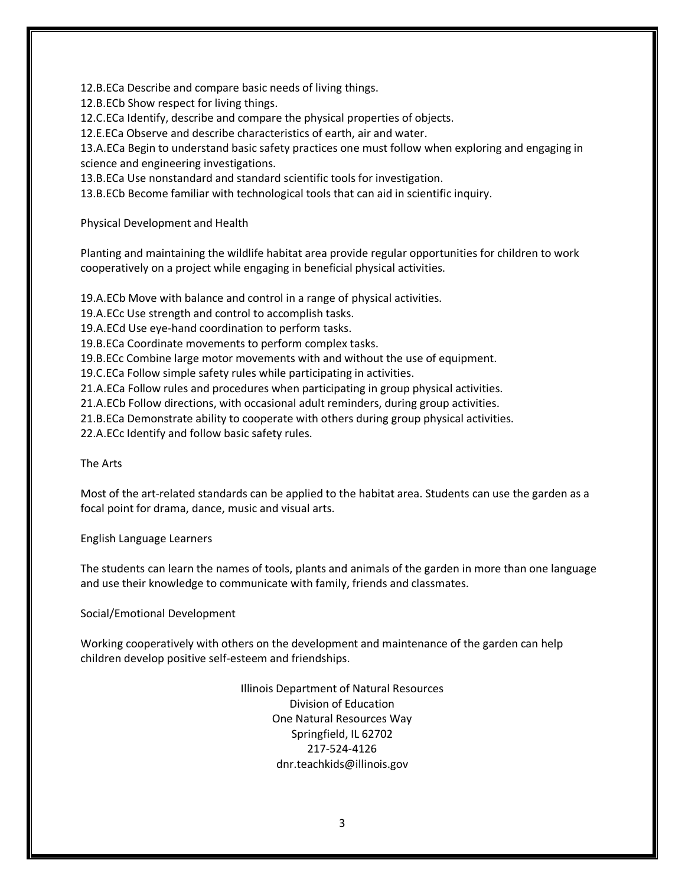12.B.ECa Describe and compare basic needs of living things.
12.B.ECb Show respect for living things.
12.C.ECa Identify, describe and compare the physical properties of objects.
12.E.ECa Observe and describe characteristics of earth, air and water.
13.A.ECa Begin to understand basic safety practices one must follow when exploring and engaging in science and engineering investigations.
13.B.ECa Use nonstandard and standard scientific tools for investigation.
13.B.ECb Become familiar with technological tools that can aid in scientific inquiry.

## Physical Development and Health

Planting and maintaining the wildlife habitat area provide regular opportunities for children to work cooperatively on a project while engaging in beneficial physical activities.

19.A.ECb Move with balance and control in a range of physical activities.
19.A.ECc Use strength and control to accomplish tasks.
19.A.ECd Use eye-hand coordination to perform tasks.
19.B.ECa Coordinate movements to perform complex tasks.
19.B.ECc Combine large motor movements with and without the use of equipment.
19.C.ECa Follow simple safety rules while participating in activities.
21.A.ECa Follow rules and procedures when participating in group physical activities.
21.A.ECb Follow directions, with occasional adult reminders, during group activities.
21.B.ECa Demonstrate ability to cooperate with others during group physical activities.
22.A.ECc Identify and follow basic safety rules.

## The Arts

Most of the art-related standards can be applied to the habitat area. Students can use the garden as a focal point for drama, dance, music and visual arts.

## English Language Learners

The students can learn the names of tools, plants and animals of the garden in more than one language and use their knowledge to communicate with family, friends and classmates.

## Social/Emotional Development

Working cooperatively with others on the development and maintenance of the garden can help children develop positive self-esteem and friendships.

Illinois Department of Natural Resources
Division of Education
One Natural Resources Way
Springfield, IL 62702
217-524-4126
dnr.teachkids@illinois.gov